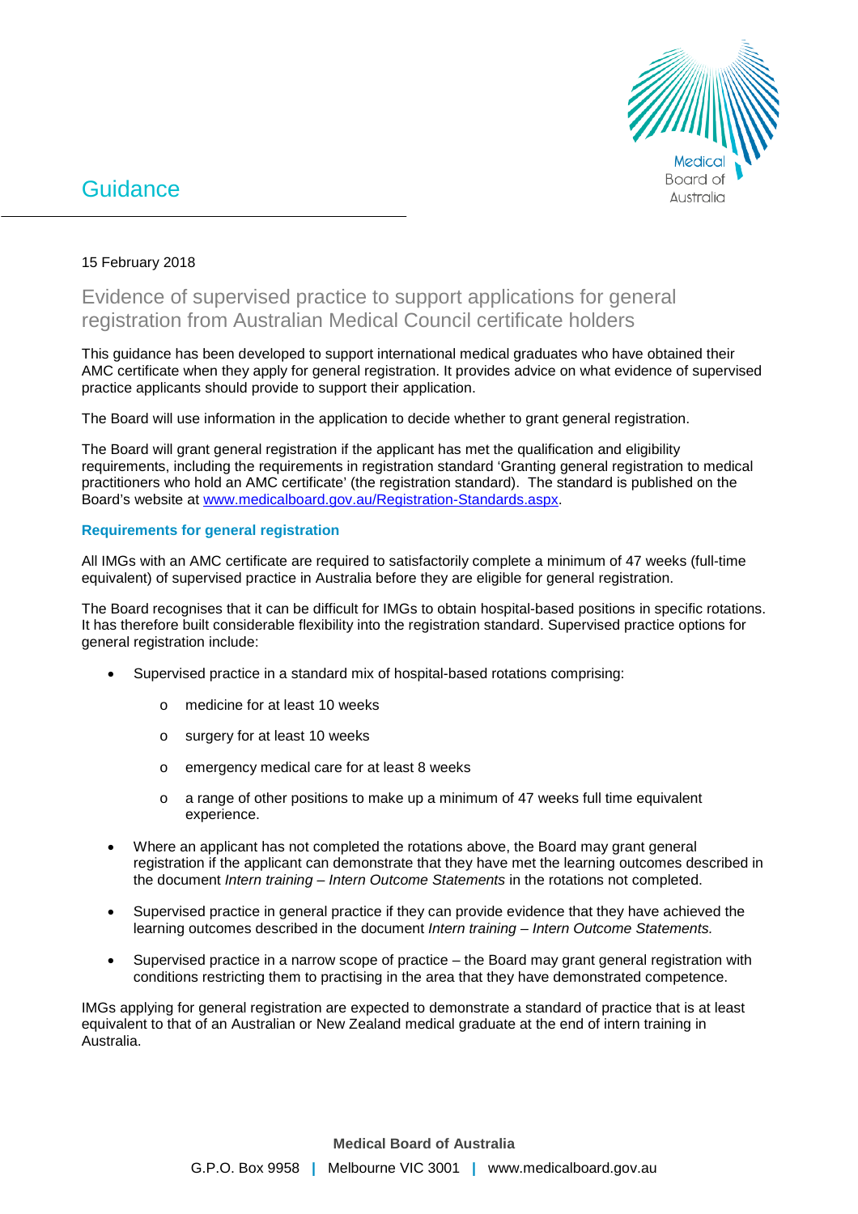# Guidance

15 February 2018

## Evidence of supervised practice to support applications for general registration from Australian Medical Council certificate holders

This guidance has been developed to support international medical graduates who have obtained their AMC certificate when they apply for general registration. It provides advice on what evidence of supervised practice applicants should provide to support their application.

The Board will use information in the application to decide whether to grant general registration.

The Board will grant general registration if the applicant has met the qualification and eligibility requirements, including the requirements in registration standard 'Granting general registration to medical practitioners who hold an AMC certificate' (the registration standard). The standard is published on the Board's website at [www.medicalboard.gov.au/Registration-Standards.aspx](www.medicalboard.gov.au/Registration-Standards.aspx).

### Requirements for general registration

All IMGs with an AMC certificate are required to satisfactorily complete a minimum of 47 weeks (full-time equivalent) of supervised practice in Australia before they are eligible for general registration.

The Board recognises that it can be difficult for IMGs to obtain hospital-based positions in specific rotations. It has therefore built considerable flexibility into the registration standard. Supervised practice options for general registration include:

- Supervised practice in a standard mix of hospital-based rotations comprising:
  - medicine for at least 10 weeks
  - surgery for at least 10 weeks
  - emergency medical care for at least 8 weeks
  - a range of other positions to make up a minimum of 47 weeks full time equivalent experience.
- Where an applicant has not completed the rotations above, the Board may grant general registration if the applicant can demonstrate that they have met the learning outcomes described in the document *Intern training – Intern Outcome Statements* in the rotations not completed.
- Supervised practice in general practice if they can provide evidence that they have achieved the learning outcomes described in the document *Intern training – Intern Outcome Statements.*
- Supervised practice in a narrow scope of practice – the Board may grant general registration with conditions restricting them to practising in the area that they have demonstrated competence.

IMGs applying for general registration are expected to demonstrate a standard of practice that is at least equivalent to that of an Australian or New Zealand medical graduate at the end of intern training in Australia.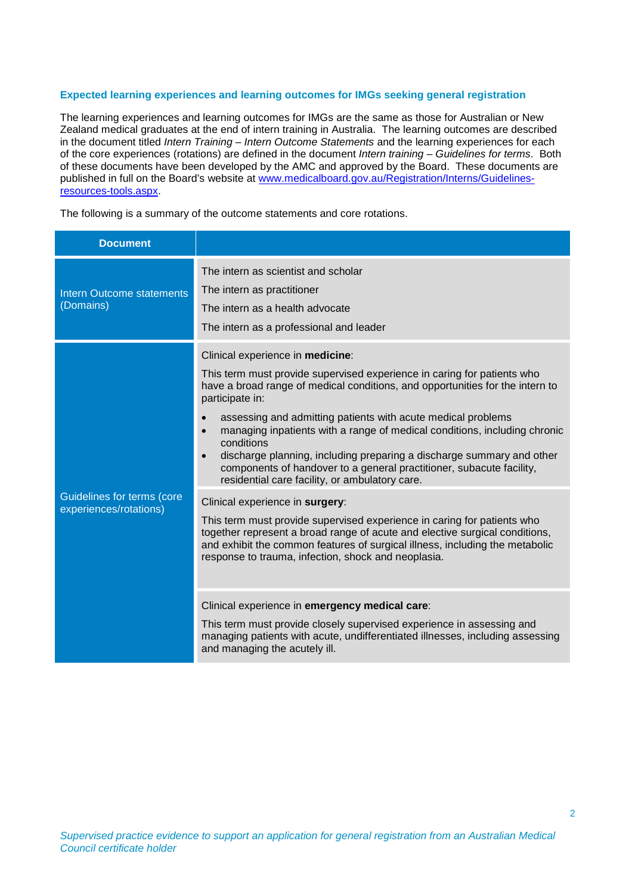### Expected learning experiences and learning outcomes for IMGs seeking general registration

The learning experiences and learning outcomes for IMGs are the same as those for Australian or New Zealand medical graduates at the end of intern training in Australia. The learning outcomes are described in the document titled *Intern Training – Intern Outcome Statements* and the learning experiences for each of the core experiences (rotations) are defined in the document *Intern training – Guidelines for terms*. Both of these documents have been developed by the AMC and approved by the Board. These documents are published in full on the Board's website at [www.medicalboard.gov.au/Registration/Interns/Guidelines-resources-tools.aspx](www.medicalboard.gov.au/Registration/Interns/Guidelines-resources-tools.aspx).

The following is a summary of the outcome statements and core rotations.

| Document | |
|---|---|
| Intern Outcome statements (Domains) | The intern as scientist and scholar<br>The intern as practitioner<br>The intern as a health advocate<br>The intern as a professional and leader |
| Guidelines for terms (core experiences/rotations) | Clinical experience in **medicine**:<br>This term must provide supervised experience in caring for patients who have a broad range of medical conditions, and opportunities for the intern to participate in:<br>• assessing and admitting patients with acute medical problems<br>• managing inpatients with a range of medical conditions, including chronic conditions<br>• discharge planning, including preparing a discharge summary and other components of handover to a general practitioner, subacute facility, residential care facility, or ambulatory care. |
| | Clinical experience in **surgery**:<br>This term must provide supervised experience in caring for patients who together represent a broad range of acute and elective surgical conditions, and exhibit the common features of surgical illness, including the metabolic response to trauma, infection, shock and neoplasia. |
| | Clinical experience in **emergency medical care**:<br>This term must provide closely supervised experience in assessing and managing patients with acute, undifferentiated illnesses, including assessing and managing the acutely ill. |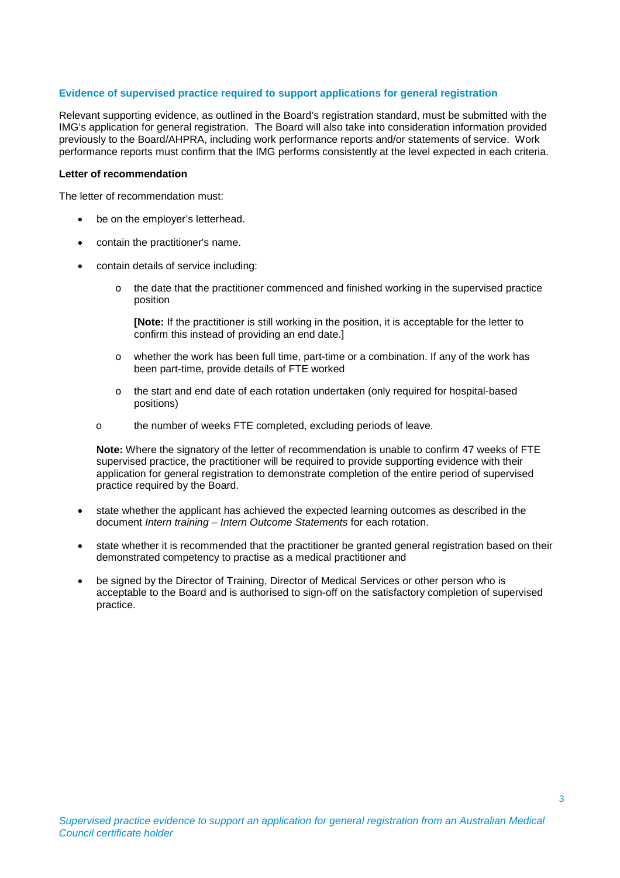## Evidence of supervised practice required to support applications for general registration

Relevant supporting evidence, as outlined in the Board's registration standard, must be submitted with the IMG's application for general registration. The Board will also take into consideration information provided previously to the Board/AHPRA, including work performance reports and/or statements of service. Work performance reports must confirm that the IMG performs consistently at the level expected in each criteria.

**Letter of recommendation**

The letter of recommendation must:

- be on the employer's letterhead.
- contain the practitioner's name.
- contain details of service including:
  - the date that the practitioner commenced and finished working in the supervised practice position

    **[Note:** If the practitioner is still working in the position, it is acceptable for the letter to confirm this instead of providing an end date.]
  - whether the work has been full time, part-time or a combination. If any of the work has been part-time, provide details of FTE worked
  - the start and end date of each rotation undertaken (only required for hospital-based positions)
  - the number of weeks FTE completed, excluding periods of leave.

  **Note:** Where the signatory of the letter of recommendation is unable to confirm 47 weeks of FTE supervised practice, the practitioner will be required to provide supporting evidence with their application for general registration to demonstrate completion of the entire period of supervised practice required by the Board.
- state whether the applicant has achieved the expected learning outcomes as described in the document *Intern training – Intern Outcome Statements* for each rotation.
- state whether it is recommended that the practitioner be granted general registration based on their demonstrated competency to practise as a medical practitioner and
- be signed by the Director of Training, Director of Medical Services or other person who is acceptable to the Board and is authorised to sign-off on the satisfactory completion of supervised practice.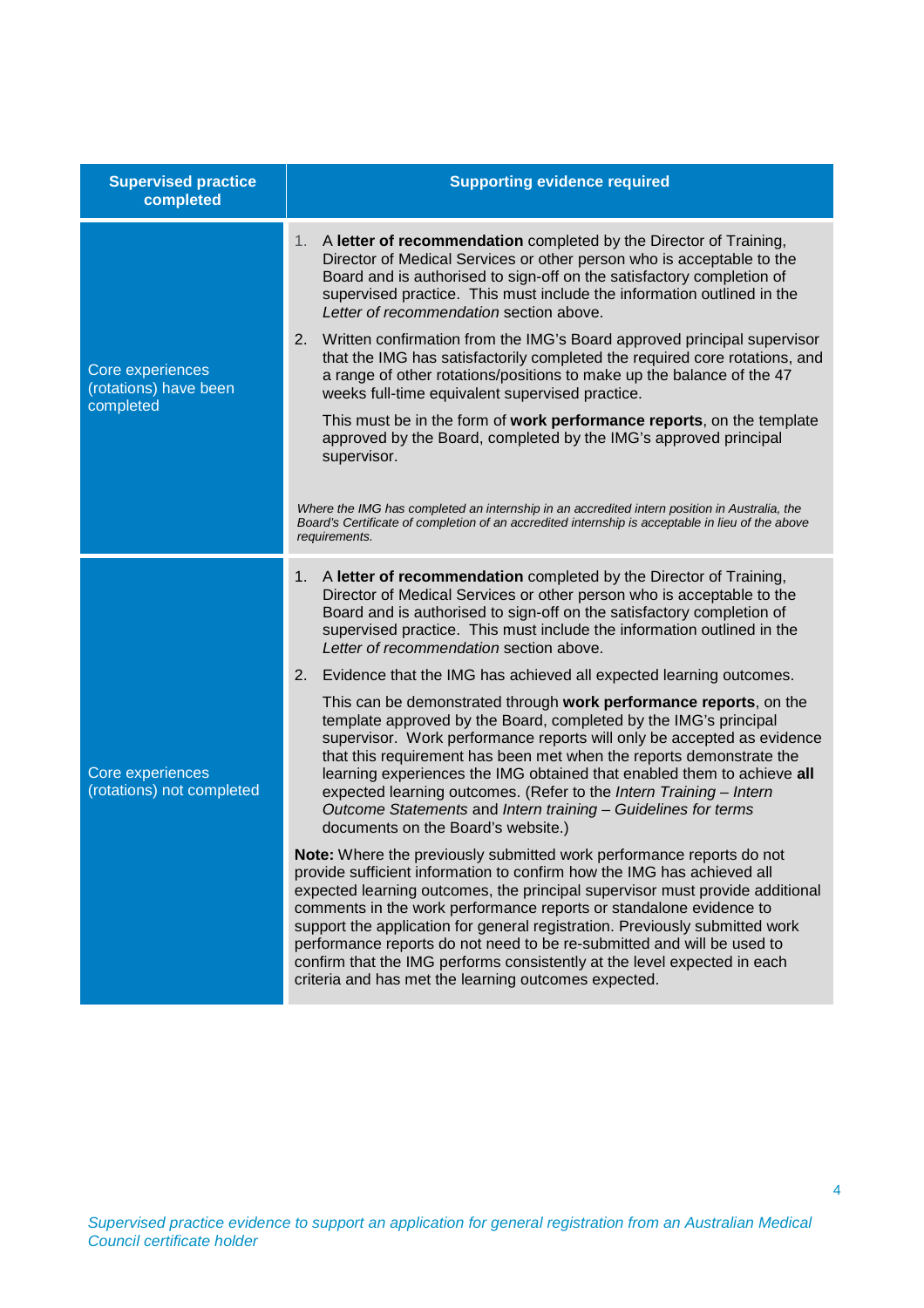| Supervised practice completed | Supporting evidence required |
|---|---|
| Core experiences (rotations) have been completed | 1. A **letter of recommendation** completed by the Director of Training, Director of Medical Services or other person who is acceptable to the Board and is authorised to sign-off on the satisfactory completion of supervised practice. This must include the information outlined in the *Letter of recommendation* section above.<br><br>2. Written confirmation from the IMG's Board approved principal supervisor that the IMG has satisfactorily completed the required core rotations, and a range of other rotations/positions to make up the balance of the 47 weeks full-time equivalent supervised practice.<br><br>This must be in the form of **work performance reports**, on the template approved by the Board, completed by the IMG's approved principal supervisor.<br><br>*Where the IMG has completed an internship in an accredited intern position in Australia, the Board's Certificate of completion of an accredited internship is acceptable in lieu of the above requirements.* |
| Core experiences (rotations) not completed | 1. A **letter of recommendation** completed by the Director of Training, Director of Medical Services or other person who is acceptable to the Board and is authorised to sign-off on the satisfactory completion of supervised practice. This must include the information outlined in the *Letter of recommendation* section above.<br><br>2. Evidence that the IMG has achieved all expected learning outcomes.<br><br>This can be demonstrated through **work performance reports**, on the template approved by the Board, completed by the IMG's principal supervisor. Work performance reports will only be accepted as evidence that this requirement has been met when the reports demonstrate the learning experiences the IMG obtained that enabled them to achieve **all** expected learning outcomes. (Refer to the *Intern Training – Intern Outcome Statements* and *Intern training – Guidelines for terms* documents on the Board's website.)<br><br>**Note:** Where the previously submitted work performance reports do not provide sufficient information to confirm how the IMG has achieved all expected learning outcomes, the principal supervisor must provide additional comments in the work performance reports or standalone evidence to support the application for general registration. Previously submitted work performance reports do not need to be re-submitted and will be used to confirm that the IMG performs consistently at the level expected in each criteria and has met the learning outcomes expected. |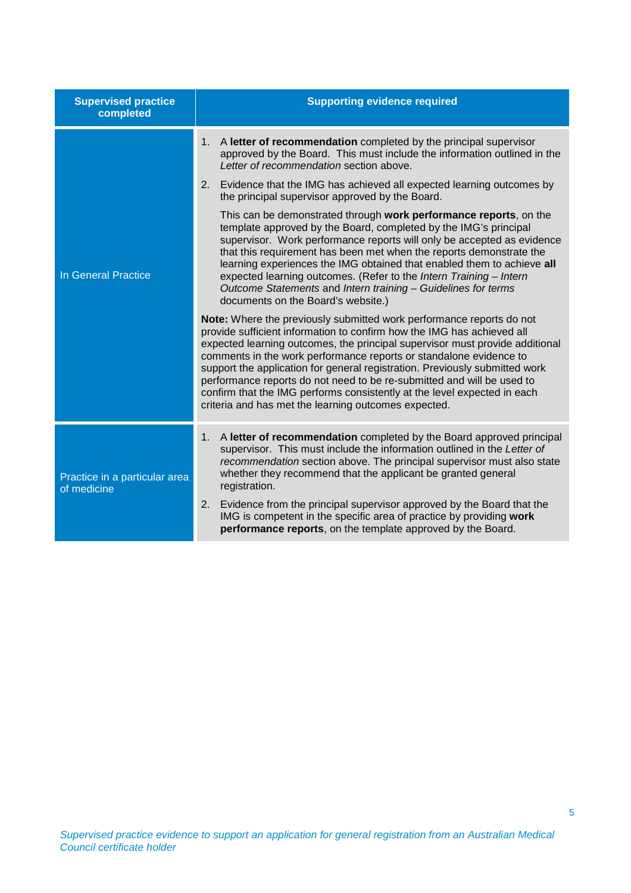| Supervised practice completed | Supporting evidence required |
|---|---|
| In General Practice | 1. A **letter of recommendation** completed by the principal supervisor approved by the Board. This must include the information outlined in the *Letter of recommendation* section above.<br><br>2. Evidence that the IMG has achieved all expected learning outcomes by the principal supervisor approved by the Board.<br><br>This can be demonstrated through **work performance reports**, on the template approved by the Board, completed by the IMG's principal supervisor. Work performance reports will only be accepted as evidence that this requirement has been met when the reports demonstrate the learning experiences the IMG obtained that enabled them to achieve **all** expected learning outcomes. (Refer to the *Intern Training – Intern Outcome Statements* and *Intern training – Guidelines for terms* documents on the Board's website.)<br><br>**Note:** Where the previously submitted work performance reports do not provide sufficient information to confirm how the IMG has achieved all expected learning outcomes, the principal supervisor must provide additional comments in the work performance reports or standalone evidence to support the application for general registration. Previously submitted work performance reports do not need to be re-submitted and will be used to confirm that the IMG performs consistently at the level expected in each criteria and has met the learning outcomes expected. |
| Practice in a particular area of medicine | 1. A **letter of recommendation** completed by the Board approved principal supervisor. This must include the information outlined in the *Letter of recommendation* section above. The principal supervisor must also state whether they recommend that the applicant be granted general registration.<br><br>2. Evidence from the principal supervisor approved by the Board that the IMG is competent in the specific area of practice by providing **work performance reports**, on the template approved by the Board. |